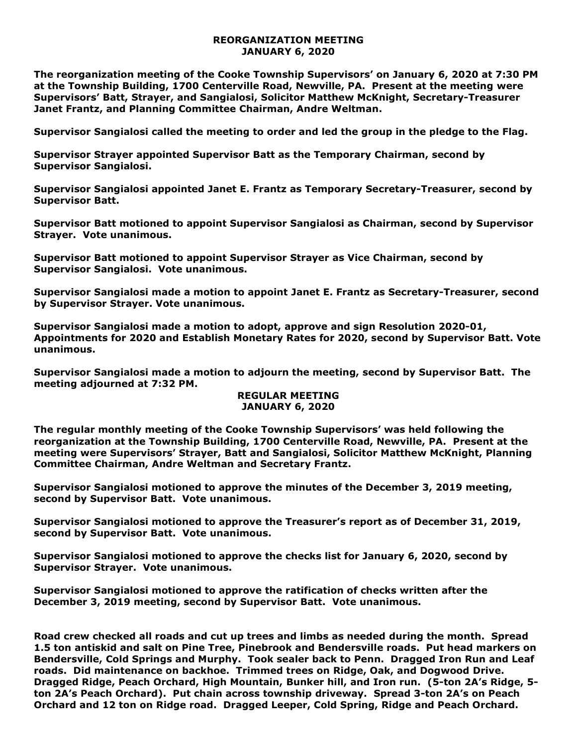## REORGANIZATION MEETING
## JANUARY 6, 2020

**The reorganization meeting of the Cooke Township Supervisors' on January 6, 2020 at 7:30 PM at the Township Building, 1700 Centerville Road, Newville, PA. Present at the meeting were Supervisors' Batt, Strayer, and Sangialosi, Solicitor Matthew McKnight, Secretary-Treasurer Janet Frantz, and Planning Committee Chairman, Andre Weltman.**

**Supervisor Sangialosi called the meeting to order and led the group in the pledge to the Flag.**

**Supervisor Strayer appointed Supervisor Batt as the Temporary Chairman, second by Supervisor Sangialosi.**

**Supervisor Sangialosi appointed Janet E. Frantz as Temporary Secretary-Treasurer, second by Supervisor Batt.**

**Supervisor Batt motioned to appoint Supervisor Sangialosi as Chairman, second by Supervisor Strayer. Vote unanimous.**

**Supervisor Batt motioned to appoint Supervisor Strayer as Vice Chairman, second by Supervisor Sangialosi. Vote unanimous.**

**Supervisor Sangialosi made a motion to appoint Janet E. Frantz as Secretary-Treasurer, second by Supervisor Strayer. Vote unanimous.**

**Supervisor Sangialosi made a motion to adopt, approve and sign Resolution 2020-01, Appointments for 2020 and Establish Monetary Rates for 2020, second by Supervisor Batt. Vote unanimous.**

**Supervisor Sangialosi made a motion to adjourn the meeting, second by Supervisor Batt. The meeting adjourned at 7:32 PM.**

## REGULAR MEETING
## JANUARY 6, 2020

**The regular monthly meeting of the Cooke Township Supervisors' was held following the reorganization at the Township Building, 1700 Centerville Road, Newville, PA. Present at the meeting were Supervisors' Strayer, Batt and Sangialosi, Solicitor Matthew McKnight, Planning Committee Chairman, Andre Weltman and Secretary Frantz.**

**Supervisor Sangialosi motioned to approve the minutes of the December 3, 2019 meeting, second by Supervisor Batt. Vote unanimous.**

**Supervisor Sangialosi motioned to approve the Treasurer's report as of December 31, 2019, second by Supervisor Batt. Vote unanimous.**

**Supervisor Sangialosi motioned to approve the checks list for January 6, 2020, second by Supervisor Strayer. Vote unanimous.**

**Supervisor Sangialosi motioned to approve the ratification of checks written after the December 3, 2019 meeting, second by Supervisor Batt. Vote unanimous.**

**Road crew checked all roads and cut up trees and limbs as needed during the month. Spread 1.5 ton antiskid and salt on Pine Tree, Pinebrook and Bendersville roads. Put head markers on Bendersville, Cold Springs and Murphy. Took sealer back to Penn. Dragged Iron Run and Leaf roads. Did maintenance on backhoe. Trimmed trees on Ridge, Oak, and Dogwood Drive. Dragged Ridge, Peach Orchard, High Mountain, Bunker hill, and Iron run. (5-ton 2A's Ridge, 5-ton 2A's Peach Orchard). Put chain across township driveway. Spread 3-ton 2A's on Peach Orchard and 12 ton on Ridge road. Dragged Leeper, Cold Spring, Ridge and Peach Orchard.**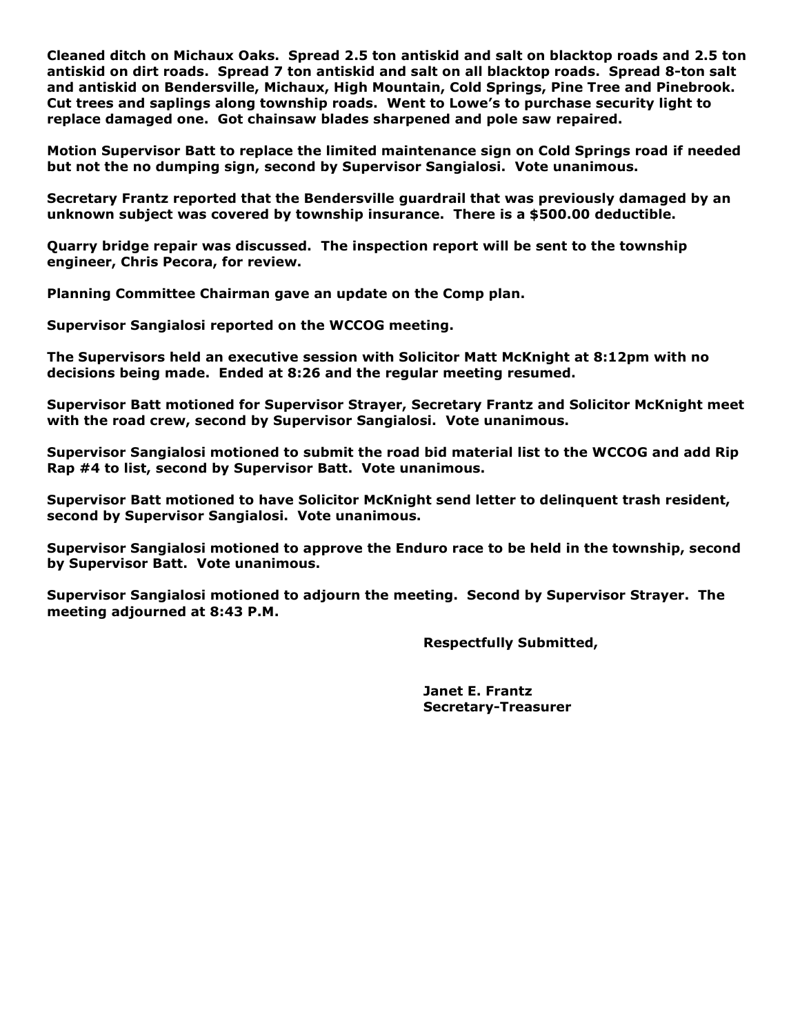**Cleaned ditch on Michaux Oaks. Spread 2.5 ton antiskid and salt on blacktop roads and 2.5 ton antiskid on dirt roads. Spread 7 ton antiskid and salt on all blacktop roads. Spread 8-ton salt and antiskid on Bendersville, Michaux, High Mountain, Cold Springs, Pine Tree and Pinebrook. Cut trees and saplings along township roads. Went to Lowe's to purchase security light to replace damaged one. Got chainsaw blades sharpened and pole saw repaired.**

**Motion Supervisor Batt to replace the limited maintenance sign on Cold Springs road if needed but not the no dumping sign, second by Supervisor Sangialosi. Vote unanimous.**

**Secretary Frantz reported that the Bendersville guardrail that was previously damaged by an unknown subject was covered by township insurance. There is a $500.00 deductible.**

**Quarry bridge repair was discussed. The inspection report will be sent to the township engineer, Chris Pecora, for review.**

**Planning Committee Chairman gave an update on the Comp plan.**

**Supervisor Sangialosi reported on the WCCOG meeting.**

**The Supervisors held an executive session with Solicitor Matt McKnight at 8:12pm with no decisions being made. Ended at 8:26 and the regular meeting resumed.**

**Supervisor Batt motioned for Supervisor Strayer, Secretary Frantz and Solicitor McKnight meet with the road crew, second by Supervisor Sangialosi. Vote unanimous.**

**Supervisor Sangialosi motioned to submit the road bid material list to the WCCOG and add Rip Rap #4 to list, second by Supervisor Batt. Vote unanimous.**

**Supervisor Batt motioned to have Solicitor McKnight send letter to delinquent trash resident, second by Supervisor Sangialosi. Vote unanimous.**

**Supervisor Sangialosi motioned to approve the Enduro race to be held in the township, second by Supervisor Batt. Vote unanimous.**

**Supervisor Sangialosi motioned to adjourn the meeting. Second by Supervisor Strayer. The meeting adjourned at 8:43 P.M.**

**Respectfully Submitted,**

**Janet E. Frantz**
**Secretary-Treasurer**